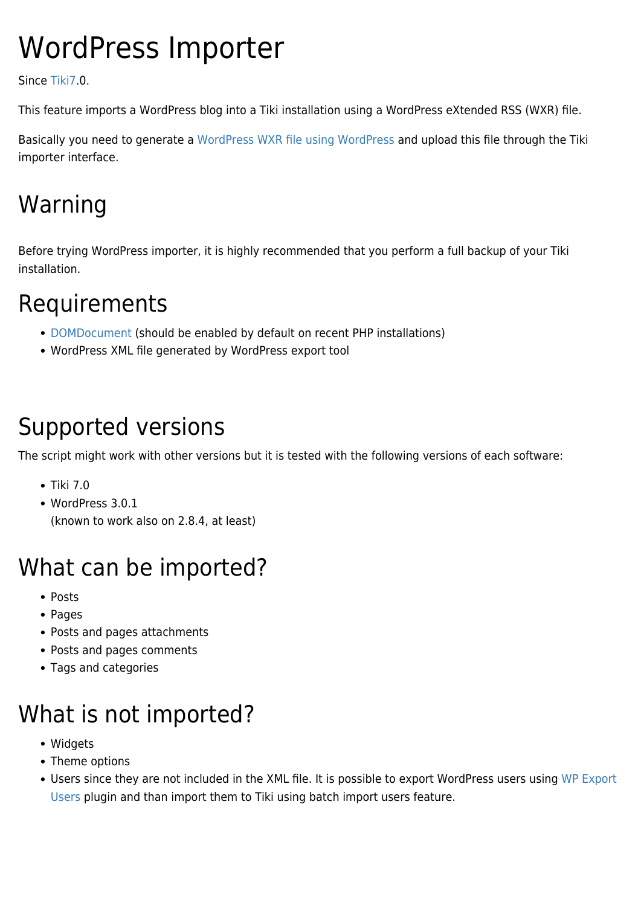# WordPress Importer

Since Tiki7.0.

This feature imports a WordPress blog into a Tiki installation using a WordPress eXtended RSS (WXR) file.

Basically you need to generate a WordPress WXR file using WordPress and upload this file through the Tiki importer interface.

## Warning

Before trying WordPress importer, it is highly recommended that you perform a full backup of your Tiki installation.

## Requirements

- DOMDocument (should be enabled by default on recent PHP installations)
- WordPress XML file generated by WordPress export tool

## Supported versions

The script might work with other versions but it is tested with the following versions of each software:

- Tiki 7.0
- WordPress 3.0.1
  (known to work also on 2.8.4, at least)

## What can be imported?

- Posts
- Pages
- Posts and pages attachments
- Posts and pages comments
- Tags and categories

## What is not imported?

- Widgets
- Theme options
- Users since they are not included in the XML file. It is possible to export WordPress users using WP Export Users plugin and than import them to Tiki using batch import users feature.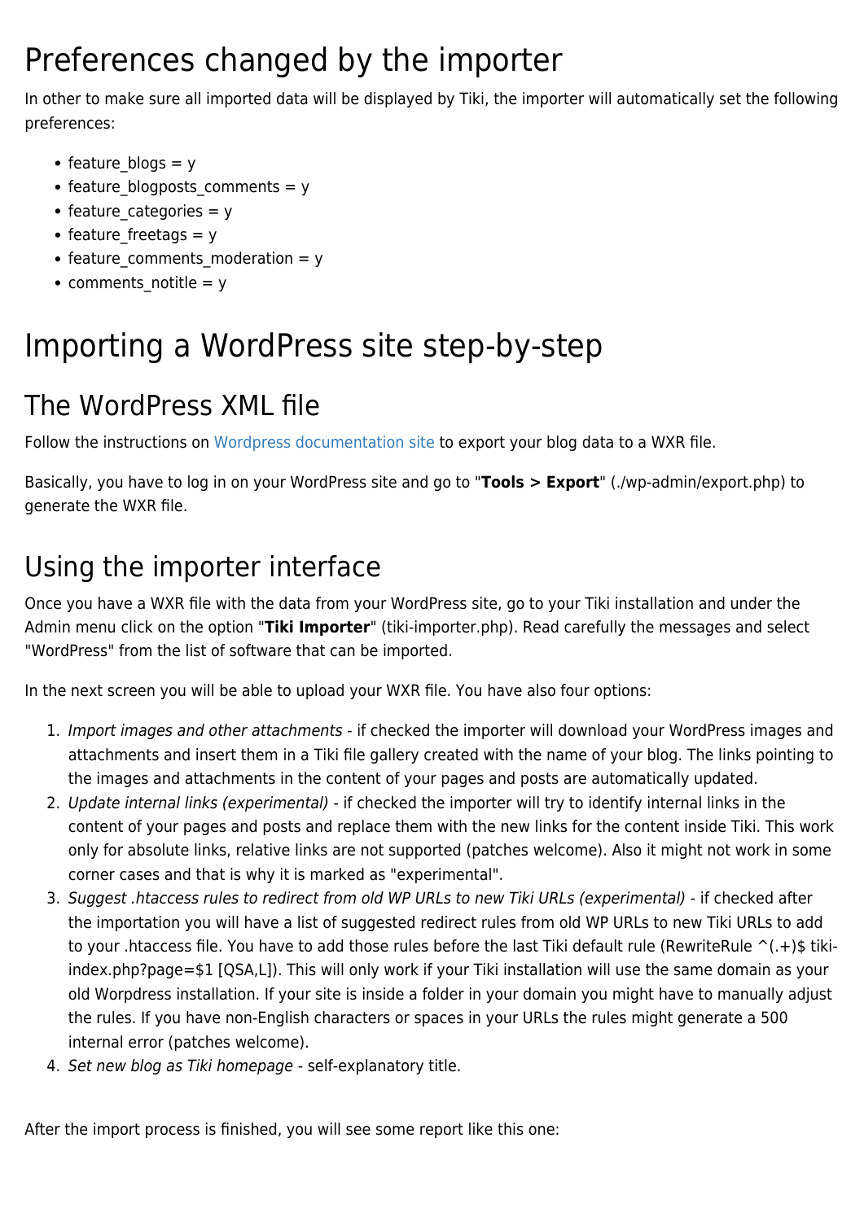# Preferences changed by the importer

In other to make sure all imported data will be displayed by Tiki, the importer will automatically set the following preferences:

- feature_blogs = y
- feature_blogposts_comments = y
- feature_categories = y
- feature_freetags = y
- feature_comments_moderation = y
- comments_notitle = y

# Importing a WordPress site step-by-step

## The WordPress XML file

Follow the instructions on Wordpress documentation site to export your blog data to a WXR file.

Basically, you have to log in on your WordPress site and go to "**Tools > Export**" (./wp-admin/export.php) to generate the WXR file.

## Using the importer interface

Once you have a WXR file with the data from your WordPress site, go to your Tiki installation and under the Admin menu click on the option "**Tiki Importer**" (tiki-importer.php). Read carefully the messages and select "WordPress" from the list of software that can be imported.

In the next screen you will be able to upload your WXR file. You have also four options:

1. *Import images and other attachments* - if checked the importer will download your WordPress images and attachments and insert them in a Tiki file gallery created with the name of your blog. The links pointing to the images and attachments in the content of your pages and posts are automatically updated.
2. *Update internal links (experimental)* - if checked the importer will try to identify internal links in the content of your pages and posts and replace them with the new links for the content inside Tiki. This work only for absolute links, relative links are not supported (patches welcome). Also it might not work in some corner cases and that is why it is marked as "experimental".
3. *Suggest .htaccess rules to redirect from old WP URLs to new Tiki URLs (experimental)* - if checked after the importation you will have a list of suggested redirect rules from old WP URLs to new Tiki URLs to add to your .htaccess file. You have to add those rules before the last Tiki default rule (RewriteRule ^(.+)$ tiki-index.php?page=$1 [QSA,L]). This will only work if your Tiki installation will use the same domain as your old Worpdress installation. If your site is inside a folder in your domain you might have to manually adjust the rules. If you have non-English characters or spaces in your URLs the rules might generate a 500 internal error (patches welcome).
4. *Set new blog as Tiki homepage* - self-explanatory title.

After the import process is finished, you will see some report like this one: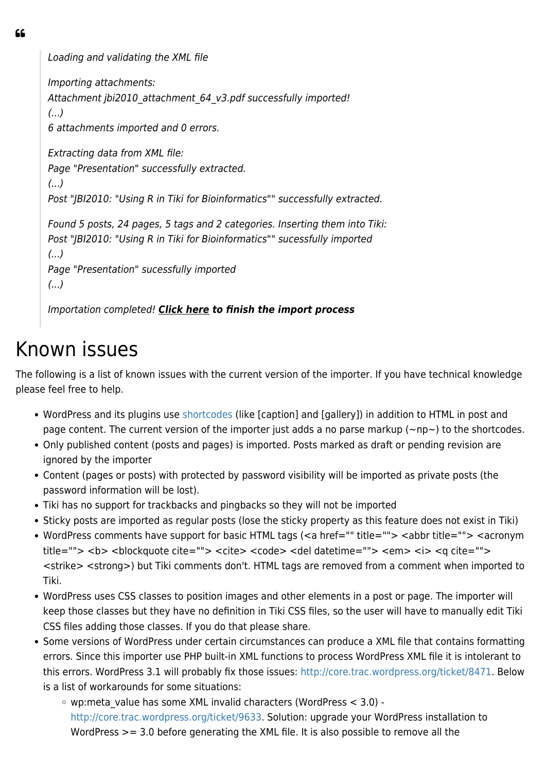> *Loading and validating the XML file*
>
> *Importing attachments:*
> *Attachment jbi2010_attachment_64_v3.pdf successfully imported!*
> *(...)*
> *6 attachments imported and 0 errors.*
>
> *Extracting data from XML file:*
> *Page "Presentation" successfully extracted.*
> *(...)*
> *Post "JBI2010: "Using R in Tiki for Bioinformatics"" successfully extracted.*
>
> *Found 5 posts, 24 pages, 5 tags and 2 categories. Inserting them into Tiki:*
> *Post "JBI2010: "Using R in Tiki for Bioinformatics"" sucessfully imported*
> *(...)*
> *Page "Presentation" sucessfully imported*
> *(...)*
>
> *Importation completed!* ***Click here** to finish the import process*

# Known issues

The following is a list of known issues with the current version of the importer. If you have technical knowledge please feel free to help.

- WordPress and its plugins use shortcodes (like [caption] and [gallery]) in addition to HTML in post and page content. The current version of the importer just adds a no parse markup (~np~) to the shortcodes.
- Only published content (posts and pages) is imported. Posts marked as draft or pending revision are ignored by the importer
- Content (pages or posts) with protected by password visibility will be imported as private posts (the password information will be lost).
- Tiki has no support for trackbacks and pingbacks so they will not be imported
- Sticky posts are imported as regular posts (lose the sticky property as this feature does not exist in Tiki)
- WordPress comments have support for basic HTML tags (<a href="" title=""> <abbr title=""> <acronym title=""> <b> <blockquote cite=""> <cite> <code> <del datetime=""> <em> <i> <q cite=""> <strike> <strong>) but Tiki comments don't. HTML tags are removed from a comment when imported to Tiki.
- WordPress uses CSS classes to position images and other elements in a post or page. The importer will keep those classes but they have no definition in Tiki CSS files, so the user will have to manually edit Tiki CSS files adding those classes. If you do that please share.
- Some versions of WordPress under certain circumstances can produce a XML file that contains formatting errors. Since this importer use PHP built-in XML functions to process WordPress XML file it is intolerant to this errors. WordPress 3.1 will probably fix those issues: http://core.trac.wordpress.org/ticket/8471. Below is a list of workarounds for some situations:
  - wp:meta_value has some XML invalid characters (WordPress < 3.0) - http://core.trac.wordpress.org/ticket/9633. Solution: upgrade your WordPress installation to WordPress >= 3.0 before generating the XML file. It is also possible to remove all the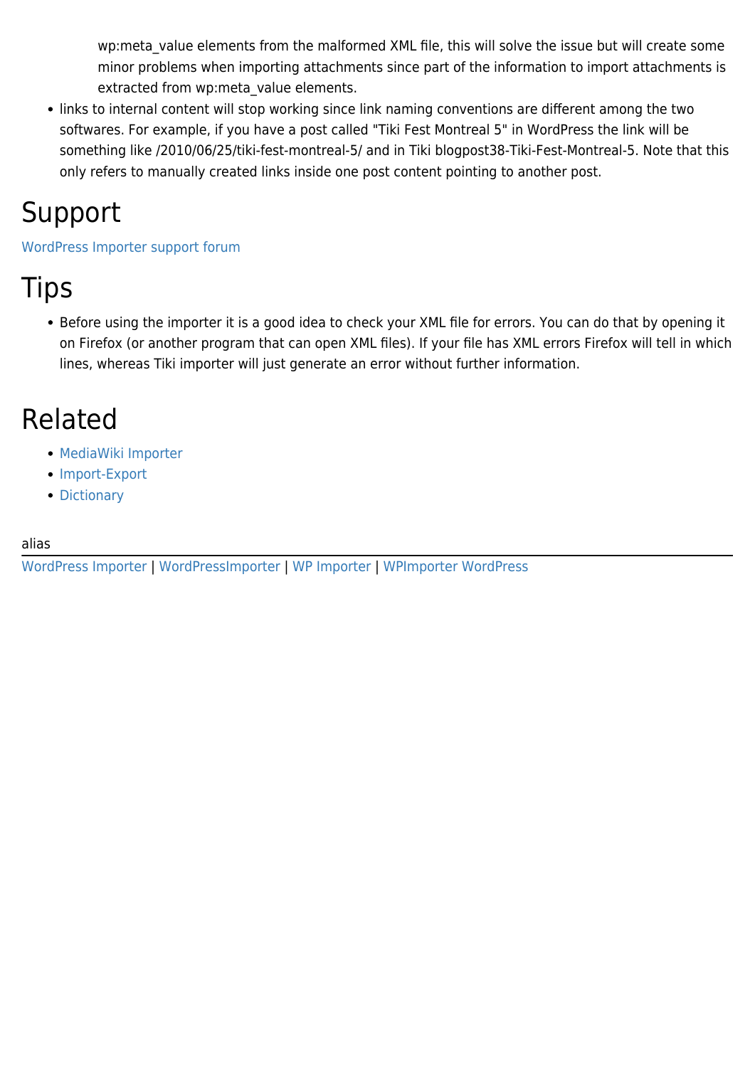wp:meta_value elements from the malformed XML file, this will solve the issue but will create some minor problems when importing attachments since part of the information to import attachments is extracted from wp:meta_value elements.

- links to internal content will stop working since link naming conventions are different among the two softwares. For example, if you have a post called "Tiki Fest Montreal 5" in WordPress the link will be something like /2010/06/25/tiki-fest-montreal-5/ and in Tiki blogpost38-Tiki-Fest-Montreal-5. Note that this only refers to manually created links inside one post content pointing to another post.

# Support

WordPress Importer support forum

# Tips

- Before using the importer it is a good idea to check your XML file for errors. You can do that by opening it on Firefox (or another program that can open XML files). If your file has XML errors Firefox will tell in which lines, whereas Tiki importer will just generate an error without further information.

# Related

- MediaWiki Importer
- Import-Export
- Dictionary

alias

WordPress Importer | WordPressImporter | WP Importer | WPImporter WordPress